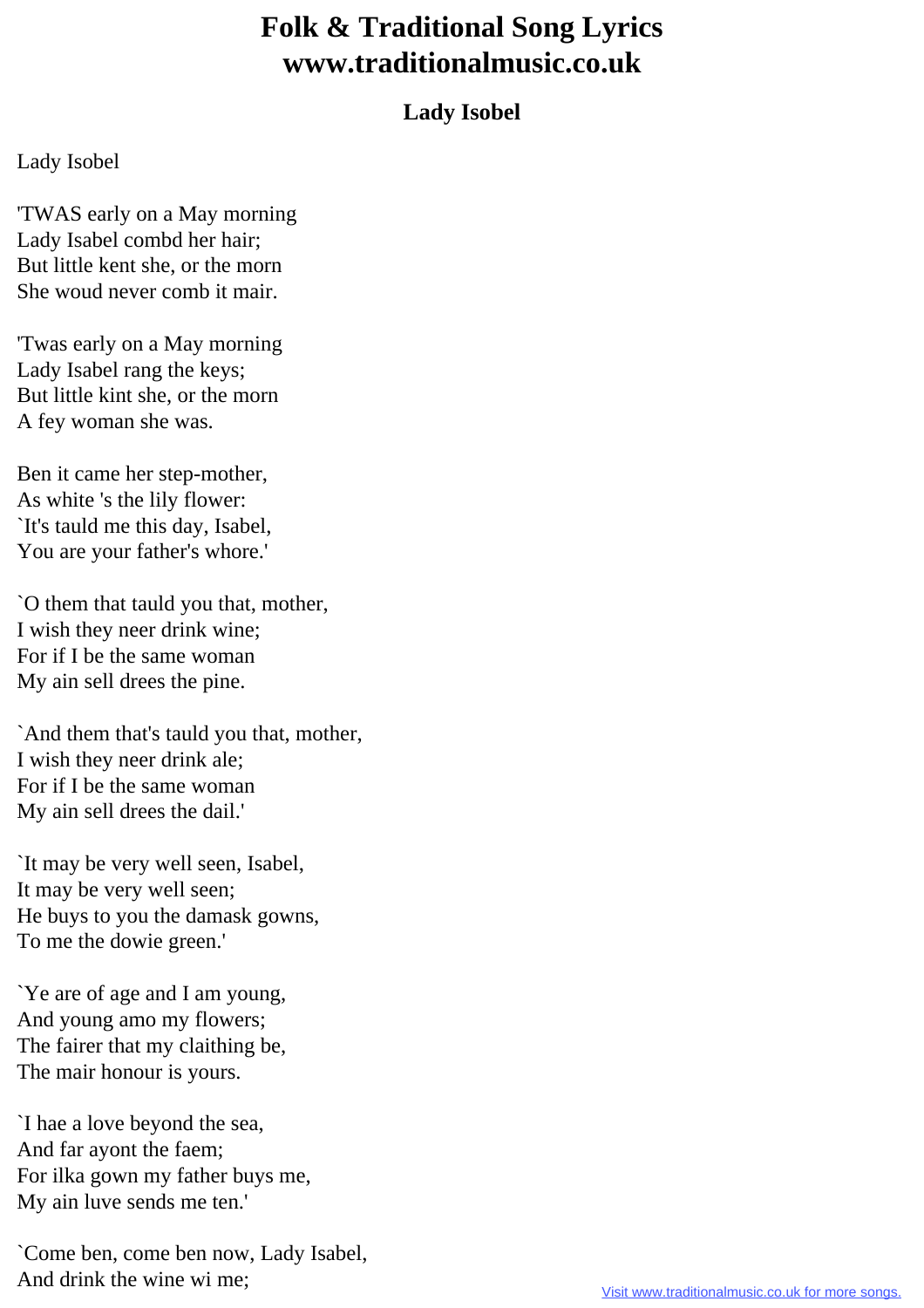# Folk & Traditional Song Lyrics
# www.traditionalmusic.co.uk

### Lady Isobel

Lady Isobel

'TWAS early on a May morning
Lady Isabel combd her hair;
But little kent she, or the morn
She woud never comb it mair.

'Twas early on a May morning
Lady Isabel rang the keys;
But little kint she, or the morn
A fey woman she was.

Ben it came her step-mother,
As white 's the lily flower:
`It's tauld me this day, Isabel,
You are your father's whore.'

`O them that tauld you that, mother,
I wish they neer drink wine;
For if I be the same woman
My ain sell drees the pine.

`And them that's tauld you that, mother,
I wish they neer drink ale;
For if I be the same woman
My ain sell drees the dail.'

`It may be very well seen, Isabel,
It may be very well seen;
He buys to you the damask gowns,
To me the dowie green.'

`Ye are of age and I am young,
And young amo my flowers;
The fairer that my claithing be,
The mair honour is yours.

`I hae a love beyond the sea,
And far ayont the faem;
For ilka gown my father buys me,
My ain luve sends me ten.'

`Come ben, come ben now, Lady Isabel,
And drink the wine wi me;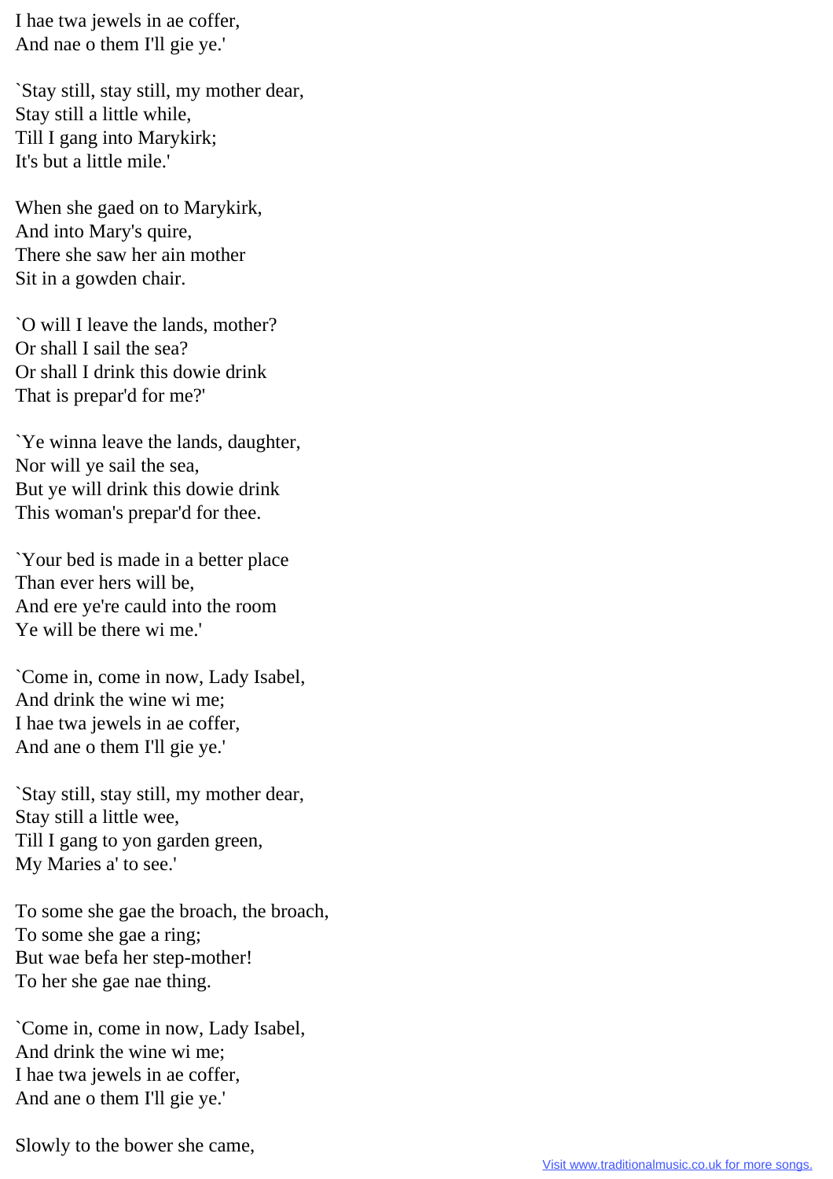I hae twa jewels in ae coffer,
And nae o them I'll gie ye.'

`Stay still, stay still, my mother dear,
Stay still a little while,
Till I gang into Marykirk;
It's but a little mile.'

When she gaed on to Marykirk,
And into Mary's quire,
There she saw her ain mother
Sit in a gowden chair.

`O will I leave the lands, mother?
Or shall I sail the sea?
Or shall I drink this dowie drink
That is prepar'd for me?'

`Ye winna leave the lands, daughter,
Nor will ye sail the sea,
But ye will drink this dowie drink
This woman's prepar'd for thee.

`Your bed is made in a better place
Than ever hers will be,
And ere ye're cauld into the room
Ye will be there wi me.'

`Come in, come in now, Lady Isabel,
And drink the wine wi me;
I hae twa jewels in ae coffer,
And ane o them I'll gie ye.'

`Stay still, stay still, my mother dear,
Stay still a little wee,
Till I gang to yon garden green,
My Maries a' to see.'

To some she gae the broach, the broach,
To some she gae a ring;
But wae befa her step-mother!
To her she gae nae thing.

`Come in, come in now, Lady Isabel,
And drink the wine wi me;
I hae twa jewels in ae coffer,
And ane o them I'll gie ye.'

Slowly to the bower she came,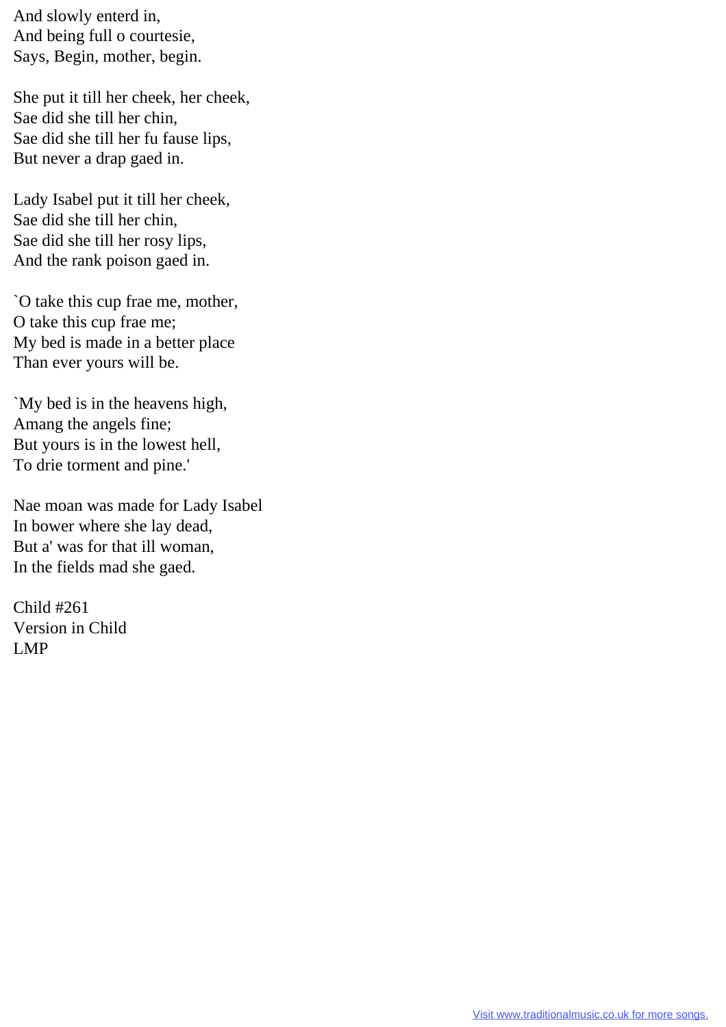And slowly enterd in,
And being full o courtesie,
Says, Begin, mother, begin.

She put it till her cheek, her cheek,
Sae did she till her chin,
Sae did she till her fu fause lips,
But never a drap gaed in.

Lady Isabel put it till her cheek,
Sae did she till her chin,
Sae did she till her rosy lips,
And the rank poison gaed in.

`O take this cup frae me, mother,
O take this cup frae me;
My bed is made in a better place
Than ever yours will be.

`My bed is in the heavens high,
Amang the angels fine;
But yours is in the lowest hell,
To drie torment and pine.'

Nae moan was made for Lady Isabel
In bower where she lay dead,
But a' was for that ill woman,
In the fields mad she gaed.

Child #261
Version in Child
LMP

Visit www.traditionalmusic.co.uk for more songs.